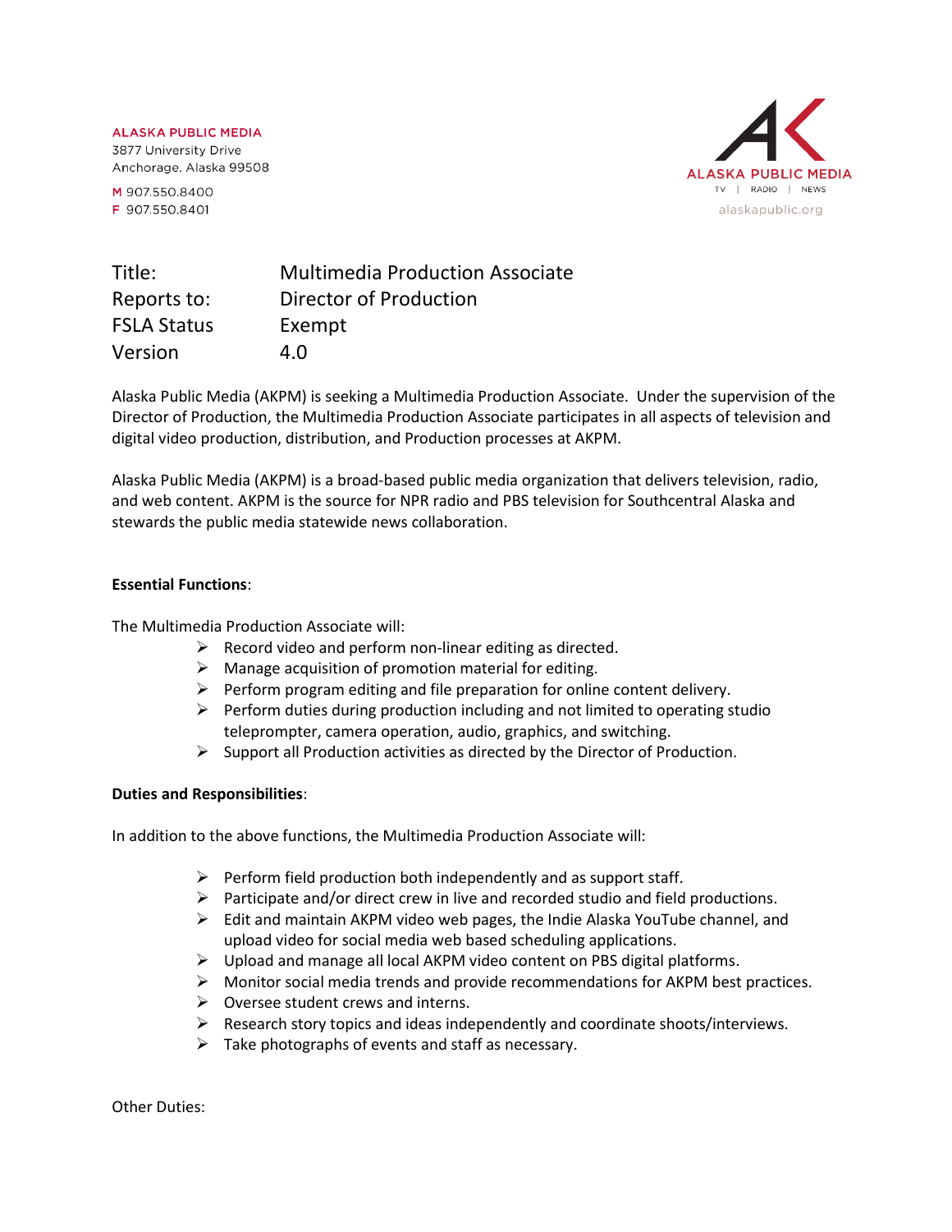ALASKA PUBLIC MEDIA
3877 University Drive
Anchorage, Alaska 99508

M 907.550.8400
F 907.550.8401

ALASKA PUBLIC MEDIA
TV | RADIO | NEWS
alaskapublic.org

| | |
|---|---|
| Title: | Multimedia Production Associate |
| Reports to: | Director of Production |
| FSLA Status | Exempt |
| Version | 4.0 |

Alaska Public Media (AKPM) is seeking a Multimedia Production Associate. Under the supervision of the Director of Production, the Multimedia Production Associate participates in all aspects of television and digital video production, distribution, and Production processes at AKPM.

Alaska Public Media (AKPM) is a broad-based public media organization that delivers television, radio, and web content. AKPM is the source for NPR radio and PBS television for Southcentral Alaska and stewards the public media statewide news collaboration.

**Essential Functions**:

The Multimedia Production Associate will:

- Record video and perform non-linear editing as directed.
- Manage acquisition of promotion material for editing.
- Perform program editing and file preparation for online content delivery.
- Perform duties during production including and not limited to operating studio teleprompter, camera operation, audio, graphics, and switching.
- Support all Production activities as directed by the Director of Production.

**Duties and Responsibilities**:

In addition to the above functions, the Multimedia Production Associate will:

- Perform field production both independently and as support staff.
- Participate and/or direct crew in live and recorded studio and field productions.
- Edit and maintain AKPM video web pages, the Indie Alaska YouTube channel, and upload video for social media web based scheduling applications.
- Upload and manage all local AKPM video content on PBS digital platforms.
- Monitor social media trends and provide recommendations for AKPM best practices.
- Oversee student crews and interns.
- Research story topics and ideas independently and coordinate shoots/interviews.
- Take photographs of events and staff as necessary.

Other Duties: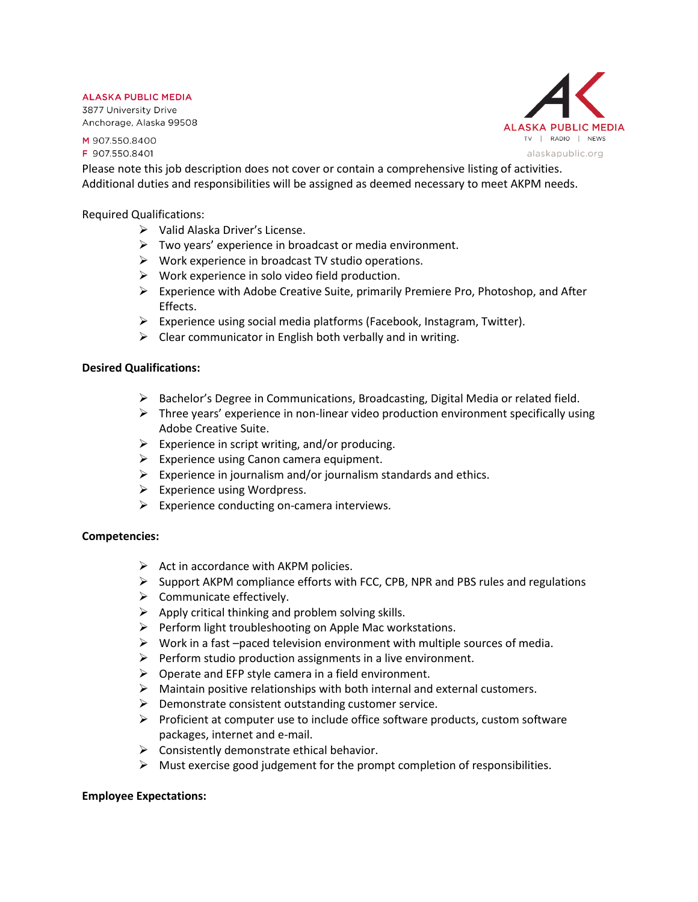Please note this job description does not cover or contain a comprehensive listing of activities. Additional duties and responsibilities will be assigned as deemed necessary to meet AKPM needs.

Required Qualifications:

- Valid Alaska Driver's License.
- Two years' experience in broadcast or media environment.
- Work experience in broadcast TV studio operations.
- Work experience in solo video field production.
- Experience with Adobe Creative Suite, primarily Premiere Pro, Photoshop, and After Effects.
- Experience using social media platforms (Facebook, Instagram, Twitter).
- Clear communicator in English both verbally and in writing.

**Desired Qualifications:**

- Bachelor's Degree in Communications, Broadcasting, Digital Media or related field.
- Three years' experience in non-linear video production environment specifically using Adobe Creative Suite.
- Experience in script writing, and/or producing.
- Experience using Canon camera equipment.
- Experience in journalism and/or journalism standards and ethics.
- Experience using Wordpress.
- Experience conducting on-camera interviews.

**Competencies:**

- Act in accordance with AKPM policies.
- Support AKPM compliance efforts with FCC, CPB, NPR and PBS rules and regulations
- Communicate effectively.
- Apply critical thinking and problem solving skills.
- Perform light troubleshooting on Apple Mac workstations.
- Work in a fast –paced television environment with multiple sources of media.
- Perform studio production assignments in a live environment.
- Operate and EFP style camera in a field environment.
- Maintain positive relationships with both internal and external customers.
- Demonstrate consistent outstanding customer service.
- Proficient at computer use to include office software products, custom software packages, internet and e-mail.
- Consistently demonstrate ethical behavior.
- Must exercise good judgement for the prompt completion of responsibilities.

**Employee Expectations:**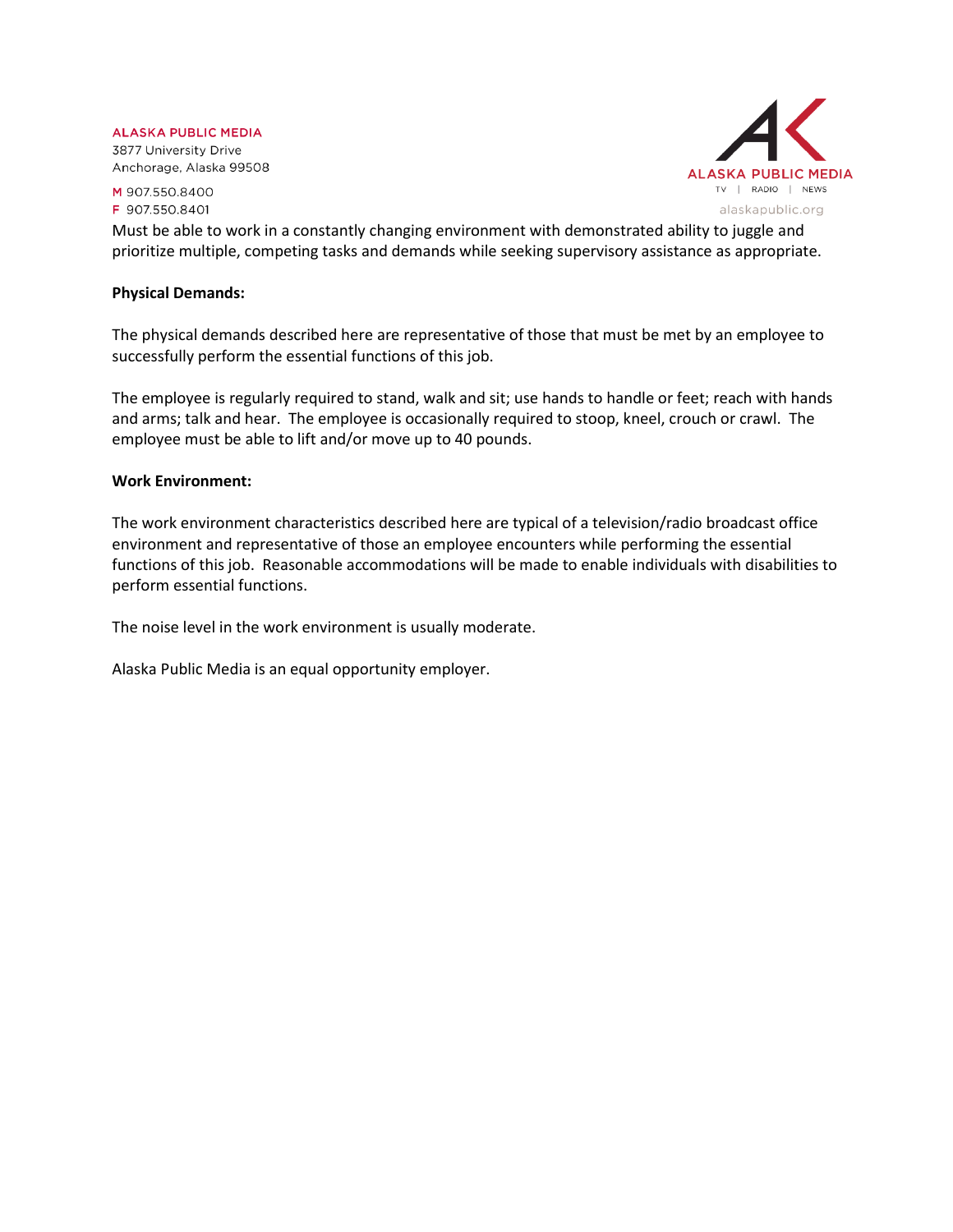Must be able to work in a constantly changing environment with demonstrated ability to juggle and prioritize multiple, competing tasks and demands while seeking supervisory assistance as appropriate.

**Physical Demands:**

The physical demands described here are representative of those that must be met by an employee to successfully perform the essential functions of this job.

The employee is regularly required to stand, walk and sit; use hands to handle or feet; reach with hands and arms; talk and hear. The employee is occasionally required to stoop, kneel, crouch or crawl. The employee must be able to lift and/or move up to 40 pounds.

**Work Environment:**

The work environment characteristics described here are typical of a television/radio broadcast office environment and representative of those an employee encounters while performing the essential functions of this job. Reasonable accommodations will be made to enable individuals with disabilities to perform essential functions.

The noise level in the work environment is usually moderate.

Alaska Public Media is an equal opportunity employer.